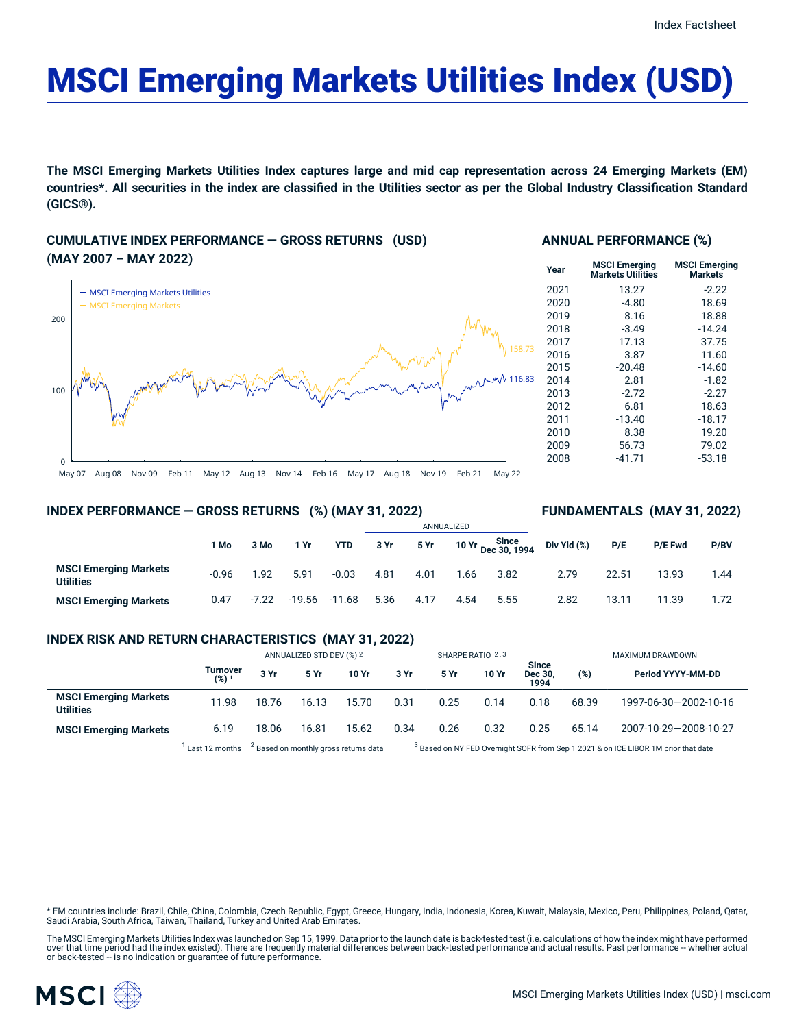# MSCI Emerging Markets Utilities Index (USD)

**The MSCI Emerging Markets Utilities Index captures large and mid cap representation across 24 Emerging Markets (EM) countries\*. All securities in the index are classified in the Utilities sector as per the Global Industry Classification Standard (GICS®).**

## CUMULATIVE INDEX PERFORMANCE — GROSS RETURNS (USD) (MAY 2007 – MAY 2022)

- MSCI Emerging Markets Utilities: 116.83
- MSCI Emerging Markets: 158.73

## ANNUAL PERFORMANCE (%)

| Year | MSCI Emerging Markets Utilities | MSCI Emerging Markets |
|---|---|---|
| 2021 | 13.27 | -2.22 |
| 2020 | -4.80 | 18.69 |
| 2019 | 8.16 | 18.88 |
| 2018 | -3.49 | -14.24 |
| 2017 | 17.13 | 37.75 |
| 2016 | 3.87 | 11.60 |
| 2015 | -20.48 | -14.60 |
| 2014 | 2.81 | -1.82 |
| 2013 | -2.72 | -2.27 |
| 2012 | 6.81 | 18.63 |
| 2011 | -13.40 | -18.17 |
| 2010 | 8.38 | 19.20 |
| 2009 | 56.73 | 79.02 |
| 2008 | -41.71 | -53.18 |

## INDEX PERFORMANCE — GROSS RETURNS (%) (MAY 31, 2022)

| | 1 Mo | 3 Mo | 1 Yr | YTD | 3 Yr (Annualized) | 5 Yr (Annualized) | 10 Yr (Annualized) | Since Dec 30, 1994 (Annualized) |
|---|---|---|---|---|---|---|---|---|
| **MSCI Emerging Markets Utilities** | -0.96 | 1.92 | 5.91 | -0.03 | 4.81 | 4.01 | 1.66 | 3.82 |
| **MSCI Emerging Markets** | 0.47 | -7.22 | -19.56 | -11.68 | 5.36 | 4.17 | 4.54 | 5.55 |

## FUNDAMENTALS (MAY 31, 2022)

| | Div Yld (%) | P/E | P/E Fwd | P/BV |
|---|---|---|---|---|
| **MSCI Emerging Markets Utilities** | 2.79 | 22.51 | 13.93 | 1.44 |
| **MSCI Emerging Markets** | 2.82 | 13.11 | 11.39 | 1.72 |

## INDEX RISK AND RETURN CHARACTERISTICS (MAY 31, 2022)

| | | ANNUALIZED STD DEV (%) [2] | | | SHARPE RATIO [2,3] | | | | MAXIMUM DRAWDOWN | |
|---|---|---|---|---|---|---|---|---|---|---|
| | Turnover (%) [1] | 3 Yr | 5 Yr | 10 Yr | 3 Yr | 5 Yr | 10 Yr | Since Dec 30, 1994 | (%) | Period YYYY-MM-DD |
| **MSCI Emerging Markets Utilities** | 11.98 | 18.76 | 16.13 | 15.70 | 0.31 | 0.25 | 0.14 | 0.18 | 68.39 | 1997-06-30—2002-10-16 |
| **MSCI Emerging Markets** | 6.19 | 18.06 | 16.81 | 15.62 | 0.34 | 0.26 | 0.32 | 0.25 | 65.14 | 2007-10-29—2008-10-27 |

[1] Last 12 months [2] Based on monthly gross returns data [3] Based on NY FED Overnight SOFR from Sep 1 2021 & on ICE LIBOR 1M prior that date

\* EM countries include: Brazil, Chile, China, Colombia, Czech Republic, Egypt, Greece, Hungary, India, Indonesia, Korea, Kuwait, Malaysia, Mexico, Peru, Philippines, Poland, Qatar, Saudi Arabia, South Africa, Taiwan, Thailand, Turkey and United Arab Emirates.

The MSCI Emerging Markets Utilities Index was launched on Sep 15, 1999. Data prior to the launch date is back-tested test (i.e. calculations of how the index might have performed over that time period had the index existed). There are frequently material differences between back-tested performance and actual results. Past performance -- whether actual or back-tested -- is no indication or guarantee of future performance.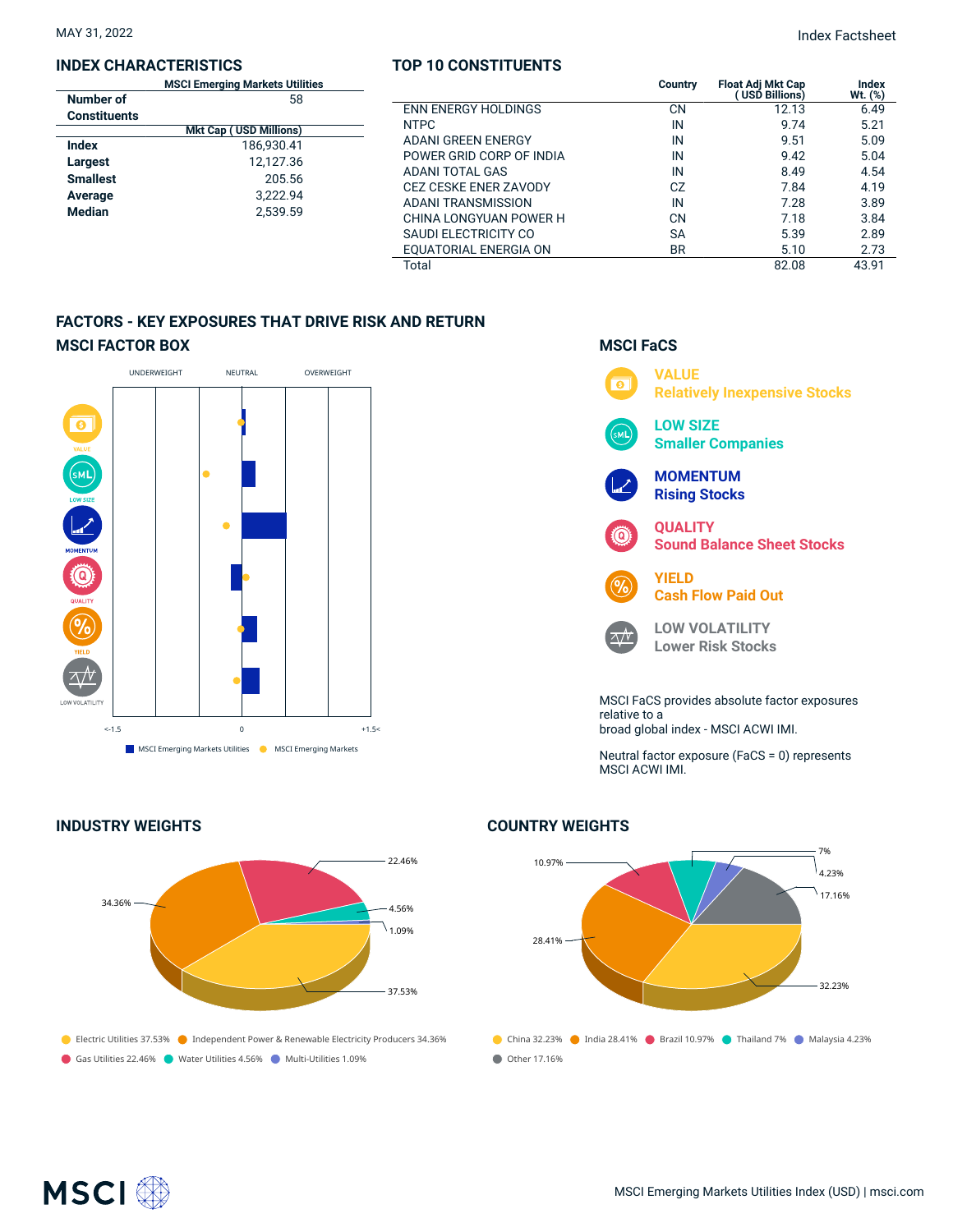MAY 31, 2022

Index Factsheet

## INDEX CHARACTERISTICS

| | MSCI Emerging Markets Utilities |
|---|---|
| **Number of Constituents** | 58 |
| | **Mkt Cap ( USD Millions)** |
| **Index** | 186,930.41 |
| **Largest** | 12,127.36 |
| **Smallest** | 205.56 |
| **Average** | 3,222.94 |
| **Median** | 2,539.59 |

## TOP 10 CONSTITUENTS

| | Country | Float Adj Mkt Cap ( USD Billions) | Index Wt. (%) |
|---|---|---|---|
| ENN ENERGY HOLDINGS | CN | 12.13 | 6.49 |
| NTPC | IN | 9.74 | 5.21 |
| ADANI GREEN ENERGY | IN | 9.51 | 5.09 |
| POWER GRID CORP OF INDIA | IN | 9.42 | 5.04 |
| ADANI TOTAL GAS | IN | 8.49 | 4.54 |
| CEZ CESKE ENER ZAVODY | CZ | 7.84 | 4.19 |
| ADANI TRANSMISSION | IN | 7.28 | 3.89 |
| CHINA LONGYUAN POWER H | CN | 7.18 | 3.84 |
| SAUDI ELECTRICITY CO | SA | 5.39 | 2.89 |
| EQUATORIAL ENERGIA ON | BR | 5.10 | 2.73 |
| Total | | 82.08 | 43.91 |

## FACTORS - KEY EXPOSURES THAT DRIVE RISK AND RETURN

### MSCI FACTOR BOX

UNDERWEIGHT | NEUTRAL | OVERWEIGHT

VALUE, LOW SIZE, MOMENTUM, QUALITY, YIELD, LOW VOLATILITY

<-1.5 | 0 | +1.5<

MSCI Emerging Markets Utilities | MSCI Emerging Markets

### MSCI FaCS

**VALUE**
Relatively Inexpensive Stocks

**LOW SIZE**
Smaller Companies

**MOMENTUM**
Rising Stocks

**QUALITY**
Sound Balance Sheet Stocks

**YIELD**
Cash Flow Paid Out

**LOW VOLATILITY**
Lower Risk Stocks

MSCI FaCS provides absolute factor exposures relative to a broad global index - MSCI ACWI IMI.

Neutral factor exposure (FaCS = 0) represents MSCI ACWI IMI.

## INDUSTRY WEIGHTS

- Electric Utilities 37.53%
- Independent Power & Renewable Electricity Producers 34.36%
- Gas Utilities 22.46%
- Water Utilities 4.56%
- Multi-Utilities 1.09%

## COUNTRY WEIGHTS

- China 32.23%
- India 28.41%
- Brazil 10.97%
- Thailand 7%
- Malaysia 4.23%
- Other 17.16%

MSCI Emerging Markets Utilities Index (USD) | msci.com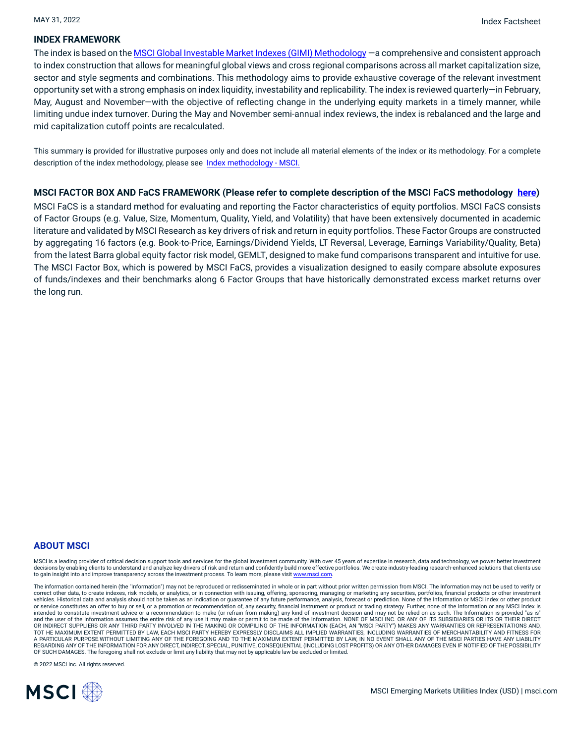## INDEX FRAMEWORK

The index is based on the [MSCI Global Investable Market Indexes (GIMI) Methodology](#) —a comprehensive and consistent approach to index construction that allows for meaningful global views and cross regional comparisons across all market capitalization size, sector and style segments and combinations. This methodology aims to provide exhaustive coverage of the relevant investment opportunity set with a strong emphasis on index liquidity, investability and replicability. The index is reviewed quarterly—in February, May, August and November—with the objective of reflecting change in the underlying equity markets in a timely manner, while limiting undue index turnover. During the May and November semi-annual index reviews, the index is rebalanced and the large and mid capitalization cutoff points are recalculated.

This summary is provided for illustrative purposes only and does not include all material elements of the index or its methodology. For a complete description of the index methodology, please see [Index methodology - MSCI.](#)

## MSCI FACTOR BOX AND FaCS FRAMEWORK (Please refer to complete description of the MSCI FaCS methodology [here](#))

MSCI FaCS is a standard method for evaluating and reporting the Factor characteristics of equity portfolios. MSCI FaCS consists of Factor Groups (e.g. Value, Size, Momentum, Quality, Yield, and Volatility) that have been extensively documented in academic literature and validated by MSCI Research as key drivers of risk and return in equity portfolios. These Factor Groups are constructed by aggregating 16 factors (e.g. Book-to-Price, Earnings/Dividend Yields, LT Reversal, Leverage, Earnings Variability/Quality, Beta) from the latest Barra global equity factor risk model, GEMLT, designed to make fund comparisons transparent and intuitive for use. The MSCI Factor Box, which is powered by MSCI FaCS, provides a visualization designed to easily compare absolute exposures of funds/indexes and their benchmarks along 6 Factor Groups that have historically demonstrated excess market returns over the long run.

## ABOUT MSCI

MSCI is a leading provider of critical decision support tools and services for the global investment community. With over 45 years of expertise in research, data and technology, we power better investment decisions by enabling clients to understand and analyze key drivers of risk and return and confidently build more effective portfolios. We create industry-leading research-enhanced solutions that clients use to gain insight into and improve transparency across the investment process. To learn more, please visit [www.msci.com](http://www.msci.com).

The information contained herein (the "Information") may not be reproduced or redisseminated in whole or in part without prior written permission from MSCI. The Information may not be used to verify or correct other data, to create indexes, risk models, or analytics, or in connection with issuing, offering, sponsoring, managing or marketing any securities, portfolios, financial products or other investment vehicles. Historical data and analysis should not be taken as an indication or guarantee of any future performance, analysis, forecast or prediction. None of the Information or MSCI index or other product or service constitutes an offer to buy or sell, or a promotion or recommendation of, any security, financial instrument or product or trading strategy. Further, none of the Information or any MSCI index is intended to constitute investment advice or a recommendation to make (or refrain from making) any kind of investment decision and may not be relied on as such. The Information is provided "as is" and the user of the Information assumes the entire risk of any use it may make or permit to be made of the Information. NONE OF MSCI INC. OR ANY OF ITS SUBSIDIARIES OR ITS OR THEIR DIRECT OR INDIRECT SUPPLIERS OR ANY THIRD PARTY INVOLVED IN THE MAKING OR COMPILING OF THE INFORMATION (EACH, AN "MSCI PARTY") MAKES ANY WARRANTIES OR REPRESENTATIONS AND, TOT HE MAXIMUM EXTENT PERMITTED BY LAW, EACH MSCI PARTY HEREBY EXPRESSLY DISCLAIMS ALL IMPLIED WARRANTIES, INCLUDING WARRANTIES OF MERCHANTABILITY AND FITNESS FOR A PARTICULAR PURPOSE.WITHOUT LIMITING ANY OF THE FOREGOING AND TO THE MAXIMUM EXTENT PERMITTED BY LAW, IN NO EVENT SHALL ANY OF THE MSCI PARTIES HAVE ANY LIABILITY REGARDING ANY OF THE INFORMATION FOR ANY DIRECT, INDIRECT, SPECIAL, PUNITIVE, CONSEQUENTIAL (INCLUDING LOST PROFITS) OR ANY OTHER DAMAGES EVEN IF NOTIFIED OF THE POSSIBILITY OF SUCH DAMAGES. The foregoing shall not exclude or limit any liability that may not by applicable law be excluded or limited.

© 2022 MSCI Inc. All rights reserved.